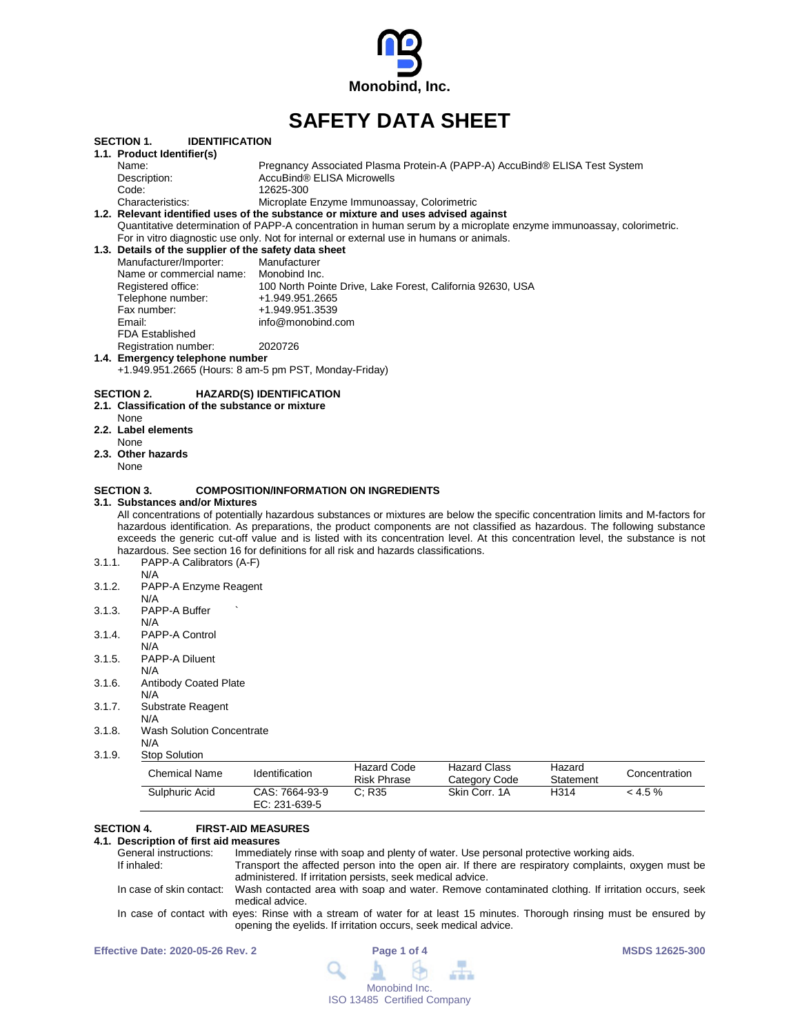Monobind, Inc.

# SAFETY DATA SHEET

## SECTION 1. IDENTIFICATION

### 1.1. Product Identifier(s)

Name: Pregnancy Associated Plasma Protein-A (PAPP-A) AccuBind® ELISA Test System
Description: AccuBind® ELISA Microwells
Code: 12625-300
Characteristics: Microplate Enzyme Immunoassay, Colorimetric

### 1.2. Relevant identified uses of the substance or mixture and uses advised against

Quantitative determination of PAPP-A concentration in human serum by a microplate enzyme immunoassay, colorimetric. For in vitro diagnostic use only. Not for internal or external use in humans or animals.

### 1.3. Details of the supplier of the safety data sheet

Manufacturer/Importer: Manufacturer
Name or commercial name: Monobind Inc.
Registered office: 100 North Pointe Drive, Lake Forest, California 92630, USA
Telephone number: +1.949.951.2665
Fax number: +1.949.951.3539
Email: info@monobind.com
FDA Established Registration number: 2020726

### 1.4. Emergency telephone number

+1.949.951.2665 (Hours: 8 am-5 pm PST, Monday-Friday)

## SECTION 2. HAZARD(S) IDENTIFICATION

### 2.1. Classification of the substance or mixture

None

### 2.2. Label elements

None

### 2.3. Other hazards

None

## SECTION 3. COMPOSITION/INFORMATION ON INGREDIENTS

### 3.1. Substances and/or Mixtures

All concentrations of potentially hazardous substances or mixtures are below the specific concentration limits and M-factors for hazardous identification. As preparations, the product components are not classified as hazardous. The following substance exceeds the generic cut-off value and is listed with its concentration level. At this concentration level, the substance is not hazardous. See section 16 for definitions for all risk and hazards classifications.

3.1.1. PAPP-A Calibrators (A-F)
N/A

3.1.2. PAPP-A Enzyme Reagent
N/A

3.1.3. PAPP-A Buffer `
N/A

3.1.4. PAPP-A Control
N/A

3.1.5. PAPP-A Diluent
N/A

3.1.6. Antibody Coated Plate
N/A

3.1.7. Substrate Reagent
N/A

3.1.8. Wash Solution Concentrate
N/A

3.1.9. Stop Solution

| Chemical Name | Identification | Hazard Code Risk Phrase | Hazard Class Category Code | Hazard Statement | Concentration |
|---|---|---|---|---|---|
| Sulphuric Acid | CAS: 7664-93-9 EC: 231-639-5 | C; R35 | Skin Corr. 1A | H314 | < 4.5 % |

## SECTION 4. FIRST-AID MEASURES

### 4.1. Description of first aid measures

General instructions: Immediately rinse with soap and plenty of water. Use personal protective working aids.

If inhaled: Transport the affected person into the open air. If there are respiratory complaints, oxygen must be administered. If irritation persists, seek medical advice.

In case of skin contact: Wash contacted area with soap and water. Remove contaminated clothing. If irritation occurs, seek medical advice.

In case of contact with eyes: Rinse with a stream of water for at least 15 minutes. Thorough rinsing must be ensured by opening the eyelids. If irritation occurs, seek medical advice.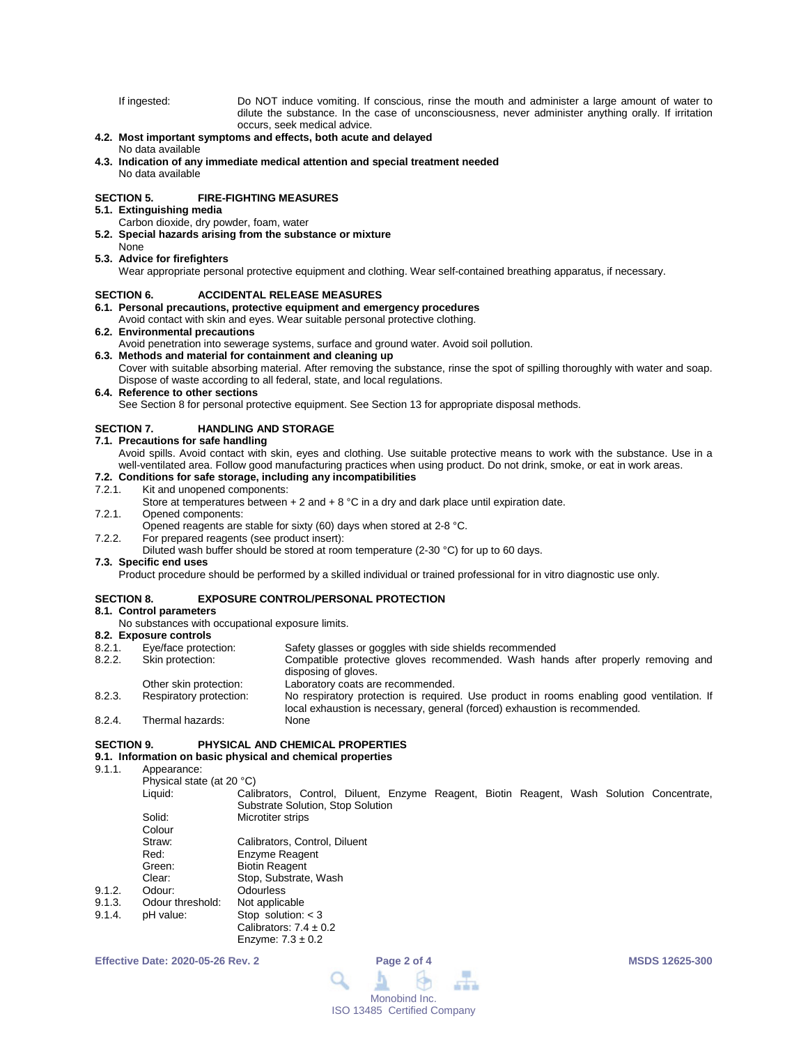If ingested: Do NOT induce vomiting. If conscious, rinse the mouth and administer a large amount of water to dilute the substance. In the case of unconsciousness, never administer anything orally. If irritation occurs, seek medical advice.

**4.2. Most important symptoms and effects, both acute and delayed**

No data available

**4.3. Indication of any immediate medical attention and special treatment needed**

No data available

## SECTION 5. FIRE-FIGHTING MEASURES

**5.1. Extinguishing media**

Carbon dioxide, dry powder, foam, water

**5.2. Special hazards arising from the substance or mixture**

None

**5.3. Advice for firefighters**

Wear appropriate personal protective equipment and clothing. Wear self-contained breathing apparatus, if necessary.

## SECTION 6. ACCIDENTAL RELEASE MEASURES

**6.1. Personal precautions, protective equipment and emergency procedures**

Avoid contact with skin and eyes. Wear suitable personal protective clothing.

**6.2. Environmental precautions**

Avoid penetration into sewerage systems, surface and ground water. Avoid soil pollution.

**6.3. Methods and material for containment and cleaning up**

Cover with suitable absorbing material. After removing the substance, rinse the spot of spilling thoroughly with water and soap. Dispose of waste according to all federal, state, and local regulations.

**6.4. Reference to other sections**

See Section 8 for personal protective equipment. See Section 13 for appropriate disposal methods.

## SECTION 7. HANDLING AND STORAGE

**7.1. Precautions for safe handling**

Avoid spills. Avoid contact with skin, eyes and clothing. Use suitable protective means to work with the substance. Use in a well-ventilated area. Follow good manufacturing practices when using product. Do not drink, smoke, or eat in work areas.

**7.2. Conditions for safe storage, including any incompatibilities**

7.2.1. Kit and unopened components:
Store at temperatures between + 2 and + 8 °C in a dry and dark place until expiration date.

7.2.1. Opened components:
Opened reagents are stable for sixty (60) days when stored at 2-8 °C.

7.2.2. For prepared reagents (see product insert):
Diluted wash buffer should be stored at room temperature (2-30 °C) for up to 60 days.

**7.3. Specific end uses**

Product procedure should be performed by a skilled individual or trained professional for in vitro diagnostic use only.

## SECTION 8. EXPOSURE CONTROL/PERSONAL PROTECTION

**8.1. Control parameters**

No substances with occupational exposure limits.

**8.2. Exposure controls**

8.2.1. Eye/face protection: Safety glasses or goggles with side shields recommended

8.2.2. Skin protection: Compatible protective gloves recommended. Wash hands after properly removing and disposing of gloves.

Other skin protection: Laboratory coats are recommended.

8.2.3. Respiratory protection: No respiratory protection is required. Use product in rooms enabling good ventilation. If local exhaustion is necessary, general (forced) exhaustion is recommended.

8.2.4. Thermal hazards: None

## SECTION 9. PHYSICAL AND CHEMICAL PROPERTIES

**9.1. Information on basic physical and chemical properties**

9.1.1. Appearance:

Physical state (at 20 °C)

- Liquid: Calibrators, Control, Diluent, Enzyme Reagent, Biotin Reagent, Wash Solution Concentrate, Substrate Solution, Stop Solution
- Solid: Microtiter strips

Colour

- Straw: Calibrators, Control, Diluent
- Red: Enzyme Reagent
- Green: Biotin Reagent
- Clear: Stop, Substrate, Wash

9.1.2. Odour: Odourless

9.1.3. Odour threshold: Not applicable

9.1.4. pH value: Stop solution: < 3
Calibrators: 7.4 ± 0.2
Enzyme: 7.3 ± 0.2

Effective Date: 2020-05-26 Rev. 2 MSDS 12625-300

Monobind Inc.
ISO 13485 Certified Company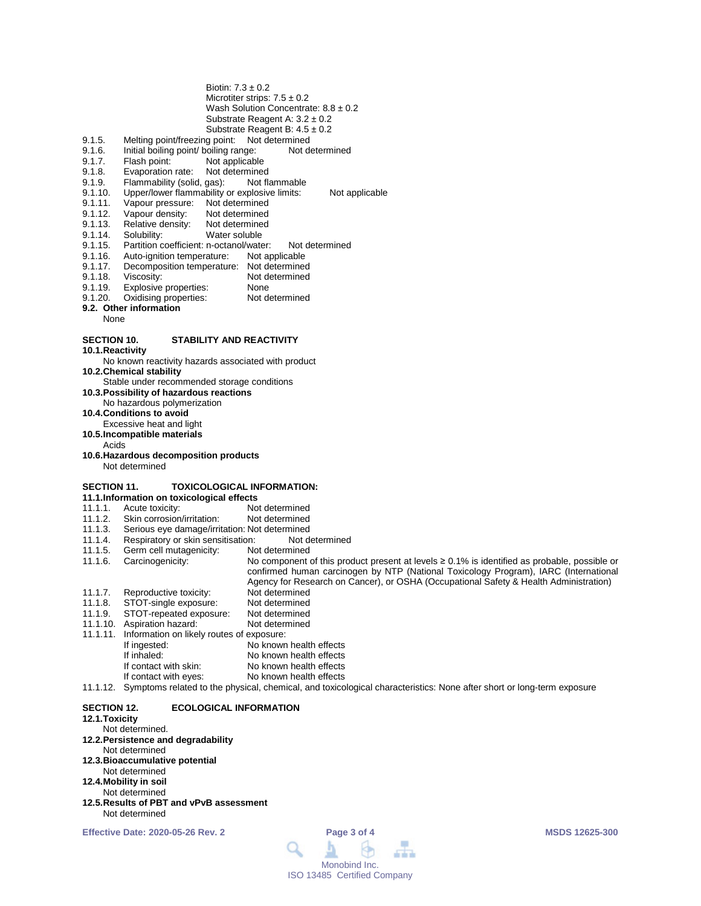Biotin: 7.3 ± 0.2
Microtiter strips: 7.5 ± 0.2
Wash Solution Concentrate: 8.8 ± 0.2
Substrate Reagent A: 3.2 ± 0.2
Substrate Reagent B: 4.5 ± 0.2

9.1.5. Melting point/freezing point: Not determined
9.1.6. Initial boiling point/ boiling range: Not determined
9.1.7. Flash point: Not applicable
9.1.8. Evaporation rate: Not determined
9.1.9. Flammability (solid, gas): Not flammable
9.1.10. Upper/lower flammability or explosive limits: Not applicable
9.1.11. Vapour pressure: Not determined
9.1.12. Vapour density: Not determined
9.1.13. Relative density: Not determined
9.1.14. Solubility: Water soluble
9.1.15. Partition coefficient: n-octanol/water: Not determined
9.1.16. Auto-ignition temperature: Not applicable
9.1.17. Decomposition temperature: Not determined
9.1.18. Viscosity: Not determined
9.1.19. Explosive properties: None
9.1.20. Oxidising properties: Not determined

**9.2. Other information**

None

## SECTION 10. STABILITY AND REACTIVITY

**10.1. Reactivity**

No known reactivity hazards associated with product

**10.2. Chemical stability**

Stable under recommended storage conditions

**10.3. Possibility of hazardous reactions**

No hazardous polymerization

**10.4. Conditions to avoid**

Excessive heat and light

**10.5. Incompatible materials**

Acids

**10.6. Hazardous decomposition products**

Not determined

## SECTION 11. TOXICOLOGICAL INFORMATION:

**11.1. Information on toxicological effects**

11.1.1. Acute toxicity: Not determined
11.1.2. Skin corrosion/irritation: Not determined
11.1.3. Serious eye damage/irritation: Not determined
11.1.4. Respiratory or skin sensitisation: Not determined
11.1.5. Germ cell mutagenicity: Not determined
11.1.6. Carcinogenicity: No component of this product present at levels ≥ 0.1% is identified as probable, possible or confirmed human carcinogen by NTP (National Toxicology Program), IARC (International Agency for Research on Cancer), or OSHA (Occupational Safety & Health Administration)
11.1.7. Reproductive toxicity: Not determined
11.1.8. STOT-single exposure: Not determined
11.1.9. STOT-repeated exposure: Not determined
11.1.10. Aspiration hazard: Not determined
11.1.11. Information on likely routes of exposure:
- If ingested: No known health effects
- If inhaled: No known health effects
- If contact with skin: No known health effects
- If contact with eyes: No known health effects

11.1.12. Symptoms related to the physical, chemical, and toxicological characteristics: None after short or long-term exposure

## SECTION 12. ECOLOGICAL INFORMATION

**12.1. Toxicity**

Not determined.

**12.2. Persistence and degradability**

Not determined

**12.3. Bioaccumulative potential**

Not determined

**12.4. Mobility in soil**

Not determined

**12.5. Results of PBT and vPvB assessment**

Not determined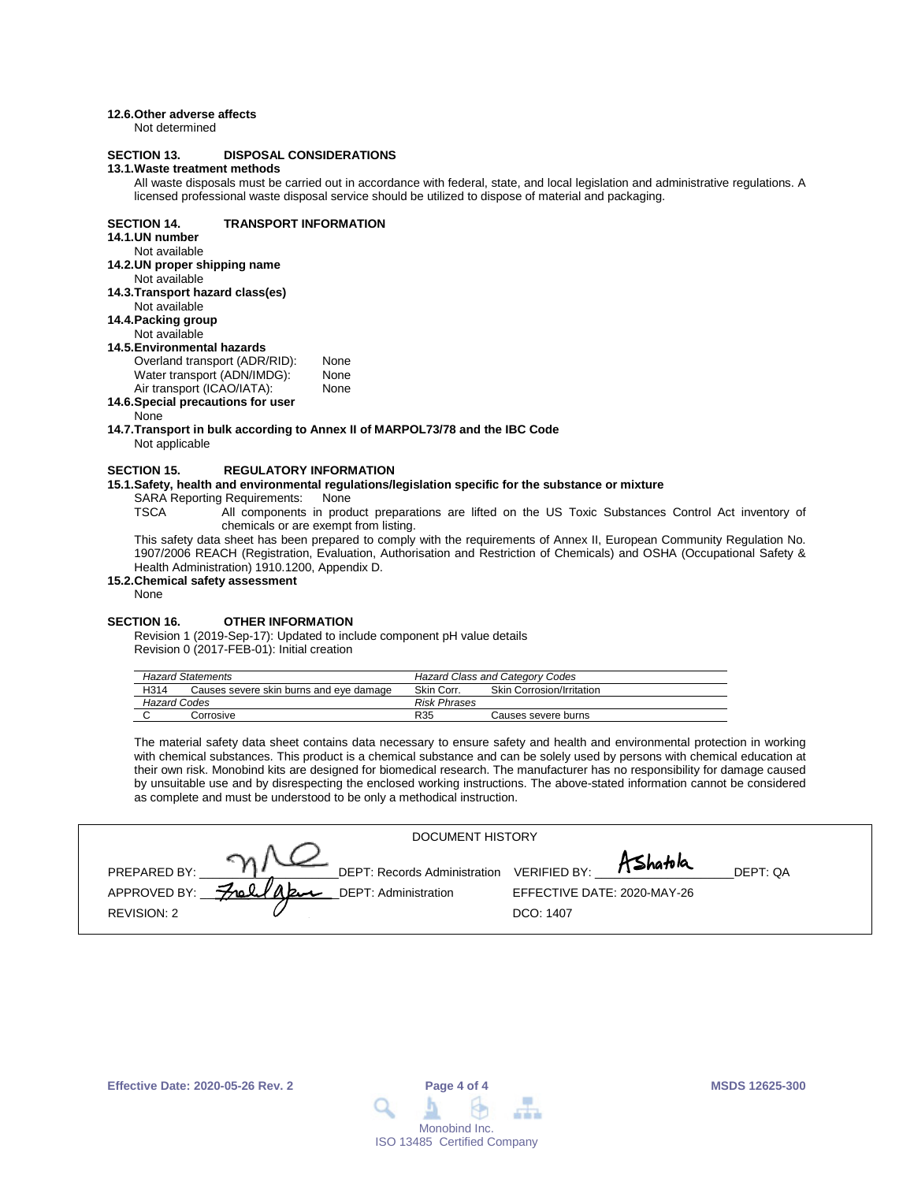### 12.6. Other adverse affects

Not determined

## SECTION 13. DISPOSAL CONSIDERATIONS

### 13.1. Waste treatment methods

All waste disposals must be carried out in accordance with federal, state, and local legislation and administrative regulations. A licensed professional waste disposal service should be utilized to dispose of material and packaging.

## SECTION 14. TRANSPORT INFORMATION

### 14.1. UN number

Not available

### 14.2. UN proper shipping name

Not available

### 14.3. Transport hazard class(es)

Not available

### 14.4. Packing group

Not available

### 14.5. Environmental hazards

Overland transport (ADR/RID): None
Water transport (ADN/IMDG): None
Air transport (ICAO/IATA): None

### 14.6. Special precautions for user

None

### 14.7. Transport in bulk according to Annex II of MARPOL73/78 and the IBC Code

Not applicable

## SECTION 15. REGULATORY INFORMATION

### 15.1. Safety, health and environmental regulations/legislation specific for the substance or mixture

SARA Reporting Requirements: None

TSCA All components in product preparations are lifted on the US Toxic Substances Control Act inventory of chemicals or are exempt from listing.

This safety data sheet has been prepared to comply with the requirements of Annex II, European Community Regulation No. 1907/2006 REACH (Registration, Evaluation, Authorisation and Restriction of Chemicals) and OSHA (Occupational Safety & Health Administration) 1910.1200, Appendix D.

### 15.2. Chemical safety assessment

None

## SECTION 16. OTHER INFORMATION

Revision 1 (2019-Sep-17): Updated to include component pH value details
Revision 0 (2017-FEB-01): Initial creation

| *Hazard Statements* | | *Hazard Class and Category Codes* | |
|---|---|---|---|
| H314 | Causes severe skin burns and eye damage | Skin Corr. | Skin Corrosion/Irritation |
| *Hazard Codes* | | *Risk Phrases* | |
| C | Corrosive | R35 | Causes severe burns |

The material safety data sheet contains data necessary to ensure safety and health and environmental protection in working with chemical substances. This product is a chemical substance and can be solely used by persons with chemical education at their own risk. Monobind kits are designed for biomedical research. The manufacturer has no responsibility for damage caused by unsuitable use and by disrespecting the enclosed working instructions. The above-stated information cannot be considered as complete and must be understood to be only a methodical instruction.

| DOCUMENT HISTORY | | | |
|---|---|---|---|
| PREPARED BY: | DEPT: Records Administration | VERIFIED BY: AShatola | DEPT: QA |
| APPROVED BY: | DEPT: Administration | EFFECTIVE DATE: 2020-MAY-26 | |
| REVISION: 2 | | DCO: 1407 | |

Effective Date: 2020-05-26 Rev. 2 MSDS 12625-300

Monobind Inc.
ISO 13485 Certified Company